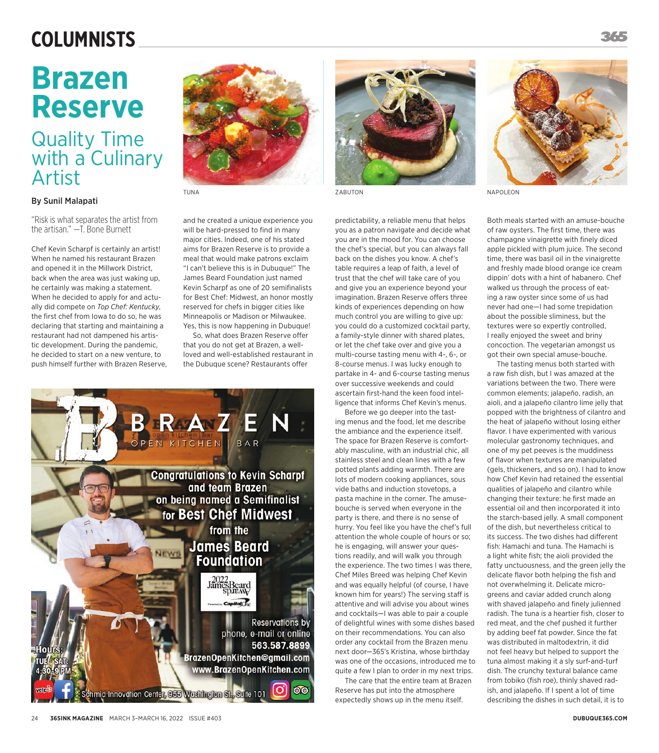# Brazen Reserve

## Quality Time with a Culinary Artist

**By Sunil Malapati**

TUNA

ZABUTON

NAPOLEON

"Risk is what separates the artist from the artisan." —T. Bone Burnett

Chef Kevin Scharpf is certainly an artist! When he named his restaurant Brazen and opened it in the Millwork District, back when the area was just waking up, he certainly was making a statement. When he decided to apply for and actually did compete on *Top Chef: Kentucky*, the first chef from Iowa to do so, he was declaring that starting and maintaining a restaurant had not dampened his artistic development. During the pandemic, he decided to start on a new venture, to push himself further with Brazen Reserve, and he created a unique experience you will be hard-pressed to find in many major cities. Indeed, one of his stated aims for Brazen Reserve is to provide a meal that would make patrons exclaim "I can't believe this is in Dubuque!" The James Beard Foundation just named Kevin Scharpf as one of 20 semifinalists for Best Chef: Midwest, an honor mostly reserved for chefs in bigger cities like Minneapolis or Madison or Milwaukee. Yes, this is now happening in Dubuque!

So, what does Brazen Reserve offer that you do not get at Brazen, a well-loved and well-established restaurant in the Dubuque scene? Restaurants offer predictability, a reliable menu that helps you as a patron navigate and decide what you are in the mood for. You can choose the chef's special, but you can always fall back on the dishes you know. A chef's table requires a leap of faith, a level of trust that the chef will take care of you and give you an experience beyond your imagination. Brazen Reserve offers three kinds of experiences depending on how much control you are willing to give up: you could do a customized cocktail party, a family-style dinner with shared plates, or let the chef take over and give you a multi-course tasting menu with 4-, 6-, or 8-course menus. I was lucky enough to partake in 4- and 6-course tasting menus over successive weekends and could ascertain first-hand the keen food intelligence that informs Chef Kevin's menus.

Before we go deeper into the tasting menus and the food, let me describe the ambiance and the experience itself. The space for Brazen Reserve is comfortably masculine, with an industrial chic, all stainless steel and clean lines with a few potted plants adding warmth. There are lots of modern cooking appliances, sous vide baths and induction stovetops, a pasta machine in the corner. The amuse-bouche is served when everyone in the party is there, and there is no sense of hurry. You feel like you have the chef's full attention the whole couple of hours or so; he is engaging, will answer your questions readily, and will walk you through the experience. The two times I was there, Chef Miles Breed was helping Chef Kevin and was equally helpful (of course, I have known him for years!) The serving staff is attentive and will advise you about wines and cocktails—I was able to pair a couple of delightful wines with some dishes based on their recommendations. You can also order any cocktail from the Brazen menu next door—365's Kristina, whose birthday was one of the occasions, introduced me to quite a few I plan to order in my next trips.

The care that the entire team at Brazen Reserve has put into the atmosphere expectedly shows up in the menu itself. Both meals started with an amuse-bouche of raw oysters. The first time, there was champagne vinaigrette with finely diced apple pickled with plum juice. The second time, there was basil oil in the vinaigrette and freshly made blood orange ice cream dippin' dots with a hint of habanero. Chef walked us through the process of eating a raw oyster since some of us had never had one—I had some trepidation about the possible sliminess, but the textures were so expertly controlled, I really enjoyed the sweet and briny concoction. The vegetarian amongst us got their own special amuse-bouche.

The tasting menus both started with a raw fish dish, but I was amazed at the variations between the two. There were common elements; jalapeño, radish, an aioli, and a jalapeño cilantro lime jelly that popped with the brightness of cilantro and the heat of jalapeño without losing either flavor. I have experimented with various molecular gastronomy techniques, and one of my pet peeves is the muddiness of flavor when textures are manipulated (gels, thickeners, and so on). I had to know how Chef Kevin had retained the essential qualities of jalapeño and cilantro while changing their texture: he first made an essential oil and then incorporated it into the starch-based jelly. A small component of the dish, but nevertheless critical to its success. The two dishes had different fish: Hamachi and tuna. The Hamachi is a light white fish; the aioli provided the fatty unctuousness, and the green jelly the delicate flavor both helping the fish and not overwhelming it. Delicate microgreens and caviar added crunch along with shaved jalapeño and finely julienned radish. The tuna is a heartier fish, closer to red meat, and the chef pushed it further by adding beef fat powder. Since the fat was distributed in maltodextrin, it did not feel heavy but helped to support the tuna almost making it a sly surf-and-turf dish. The crunchy textural balance came from tobiko (fish roe), thinly shaved radish, and jalapeño. If I spent a lot of time describing the dishes in such detail, it is to

---

**BRAZEN** OPEN KITCHEN | BAR

Congratulations to Kevin Scharpf and team Brazen on being named a Semifinalist for Best Chef Midwest from the James Beard Foundation

2022 James Beard Awards — Presented by Capital One

Reservations by phone, e-mail or online
563.587.8899
BrazenOpenKitchen@gmail.com
www.BrazenOpenKitchen.com

Hours: TUE–SAT: 4:30–9 PM

Schmid Innovation Center, 955 Washington St., Suite 101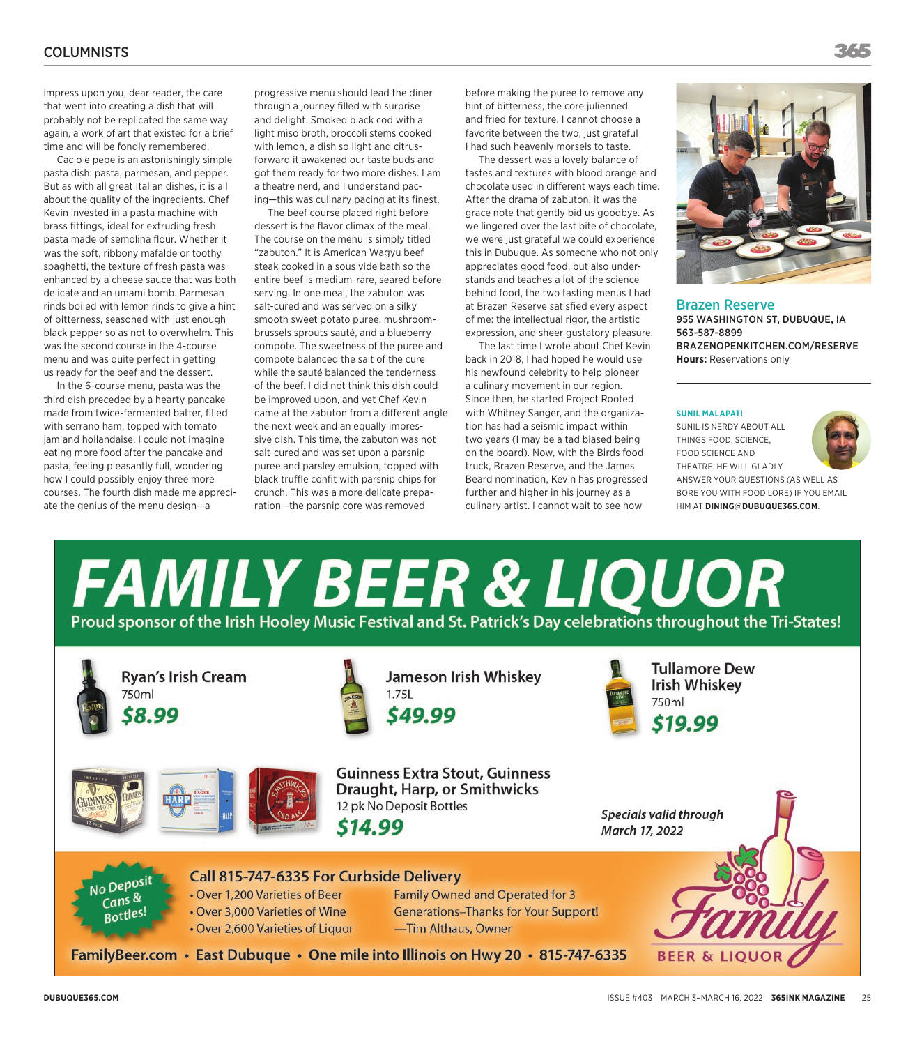impress upon you, dear reader, the care that went into creating a dish that will probably not be replicated the same way again, a work of art that existed for a brief time and will be fondly remembered.

Cacio e pepe is an astonishingly simple pasta dish: pasta, parmesan, and pepper. But as with all great Italian dishes, it is all about the quality of the ingredients. Chef Kevin invested in a pasta machine with brass fittings, ideal for extruding fresh pasta made of semolina flour. Whether it was the soft, ribbony mafalde or toothy spaghetti, the texture of fresh pasta was enhanced by a cheese sauce that was both delicate and an umami bomb. Parmesan rinds boiled with lemon rinds to give a hint of bitterness, seasoned with just enough black pepper so as not to overwhelm. This was the second course in the 4-course menu and was quite perfect in getting us ready for the beef and the dessert.

In the 6-course menu, pasta was the third dish preceded by a hearty pancake made from twice-fermented batter, filled with serrano ham, topped with tomato jam and hollandaise. I could not imagine eating more food after the pancake and pasta, feeling pleasantly full, wondering how I could possibly enjoy three more courses. The fourth dish made me appreciate the genius of the menu design—a progressive menu should lead the diner through a journey filled with surprise and delight. Smoked black cod with a light miso broth, broccoli stems cooked with lemon, a dish so light and citrus-forward it awakened our taste buds and got them ready for two more dishes. I am a theatre nerd, and I understand pacing—this was culinary pacing at its finest.

The beef course placed right before dessert is the flavor climax of the meal. The course on the menu is simply titled "zabuton." It is American Wagyu beef steak cooked in a sous vide bath so the entire beef is medium-rare, seared before serving. In one meal, the zabuton was salt-cured and was served on a silky smooth sweet potato puree, mushroom-brussels sprouts sauté, and a blueberry compote. The sweetness of the puree and compote balanced the salt of the cure while the sauté balanced the tenderness of the beef. I did not think this dish could be improved upon, and yet Chef Kevin came at the zabuton from a different angle the next week and an equally impressive dish. This time, the zabuton was not salt-cured and was set upon a parsnip puree and parsley emulsion, topped with black truffle confit with parsnip chips for crunch. This was a more delicate preparation—the parsnip core was removed before making the puree to remove any hint of bitterness, the core julienned and fried for texture. I cannot choose a favorite between the two, just grateful I had such heavenly morsels to taste.

The dessert was a lovely balance of tastes and textures with blood orange and chocolate used in different ways each time. After the drama of zabuton, it was the grace note that gently bid us goodbye. As we lingered over the last bite of chocolate, we were just grateful we could experience this in Dubuque. As someone who not only appreciates good food, but also understands and teaches a lot of the science behind food, the two tasting menus I had at Brazen Reserve satisfied every aspect of me: the intellectual rigor, the artistic expression, and sheer gustatory pleasure.

The last time I wrote about Chef Kevin back in 2018, I had hoped he would use his newfound celebrity to help pioneer a culinary movement in our region. Since then, he started Project Rooted with Whitney Sanger, and the organization has had a seismic impact within two years (I may be a tad biased being on the board). Now, with the Birds food truck, Brazen Reserve, and the James Beard nomination, Kevin has progressed further and higher in his journey as a culinary artist. I cannot wait to see how

## Brazen Reserve

955 WASHINGTON ST, DUBUQUE, IA
563-587-8899
BRAZENOPENKITCHEN.COM/RESERVE
**Hours:** Reservations only

**SUNIL MALAPATI**

SUNIL IS NERDY ABOUT ALL THINGS FOOD, SCIENCE, FOOD SCIENCE AND THEATRE. HE WILL GLADLY ANSWER YOUR QUESTIONS (AS WELL AS BORE YOU WITH FOOD LORE) IF YOU EMAIL HIM AT **DINING@DUBUQUE365.COM**.

# FAMILY BEER & LIQUOR

Proud sponsor of the Irish Hooley Music Festival and St. Patrick's Day celebrations throughout the Tri-States!

**Ryan's Irish Cream**
750ml
***$8.99***

**Jameson Irish Whiskey**
1.75L
***$49.99***

**Tullamore Dew Irish Whiskey**
750ml
***$19.99***

**Guinness Extra Stout, Guinness Draught, Harp, or Smithwicks**
12 pk No Deposit Bottles
***$14.99***

*Specials valid through March 17, 2022*

No Deposit Cans & Bottles!

**Call 815-747-6335 For Curbside Delivery**

- Over 1,200 Varieties of Beer
- Over 3,000 Varieties of Wine
- Over 2,600 Varieties of Liquor

Family Owned and Operated for 3 Generations–Thanks for Your Support!
—Tim Althaus, Owner

FamilyBeer.com • East Dubuque • One mile into Illinois on Hwy 20 • 815-747-6335

Family BEER & LIQUOR